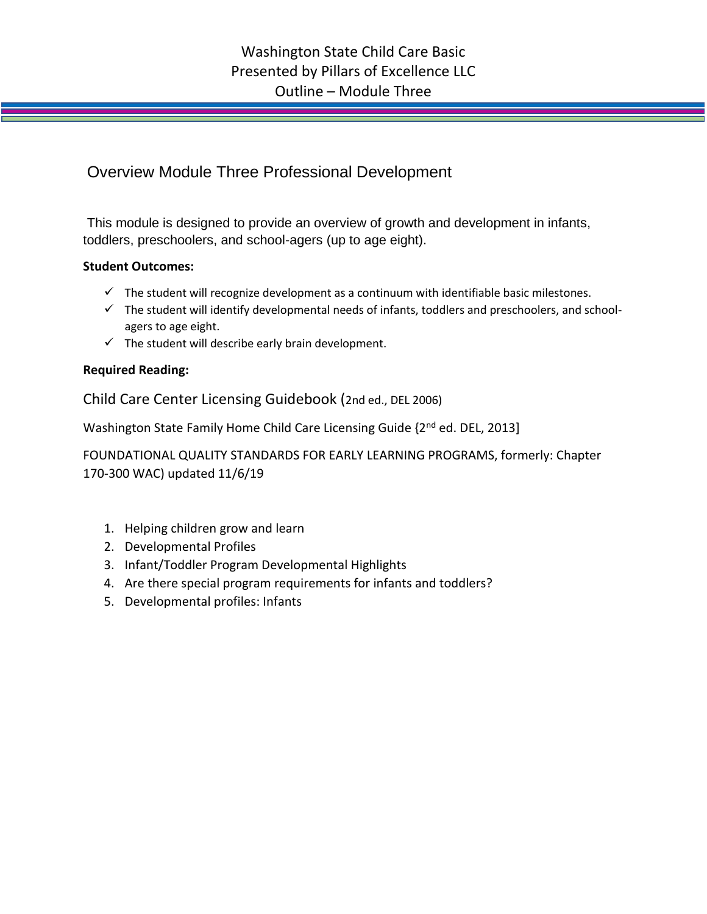# Washington State Child Care Basic
# Presented by Pillars of Excellence LLC
# Outline – Module Three

## Overview Module Three Professional Development

This module is designed to provide an overview of growth and development in infants, toddlers, preschoolers, and school-agers (up to age eight).

**Student Outcomes:**

- ✓ The student will recognize development as a continuum with identifiable basic milestones.
- ✓ The student will identify developmental needs of infants, toddlers and preschoolers, and school-agers to age eight.
- ✓ The student will describe early brain development.

**Required Reading:**

Child Care Center Licensing Guidebook (2nd ed., DEL 2006)

Washington State Family Home Child Care Licensing Guide {2nd ed. DEL, 2013]

FOUNDATIONAL QUALITY STANDARDS FOR EARLY LEARNING PROGRAMS, formerly: Chapter 170-300 WAC) updated 11/6/19

1. Helping children grow and learn
2. Developmental Profiles
3. Infant/Toddler Program Developmental Highlights
4. Are there special program requirements for infants and toddlers?
5. Developmental profiles: Infants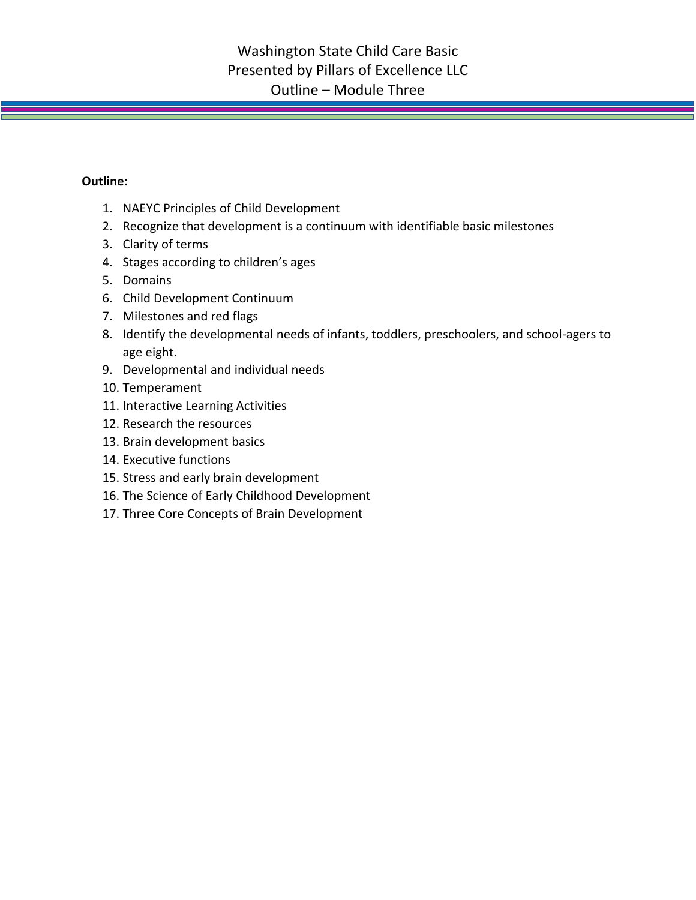# Washington State Child Care Basic
## Presented by Pillars of Excellence LLC
## Outline – Module Three

**Outline:**

1. NAEYC Principles of Child Development
2. Recognize that development is a continuum with identifiable basic milestones
3. Clarity of terms
4. Stages according to children's ages
5. Domains
6. Child Development Continuum
7. Milestones and red flags
8. Identify the developmental needs of infants, toddlers, preschoolers, and school-agers to age eight.
9. Developmental and individual needs
10. Temperament
11. Interactive Learning Activities
12. Research the resources
13. Brain development basics
14. Executive functions
15. Stress and early brain development
16. The Science of Early Childhood Development
17. Three Core Concepts of Brain Development